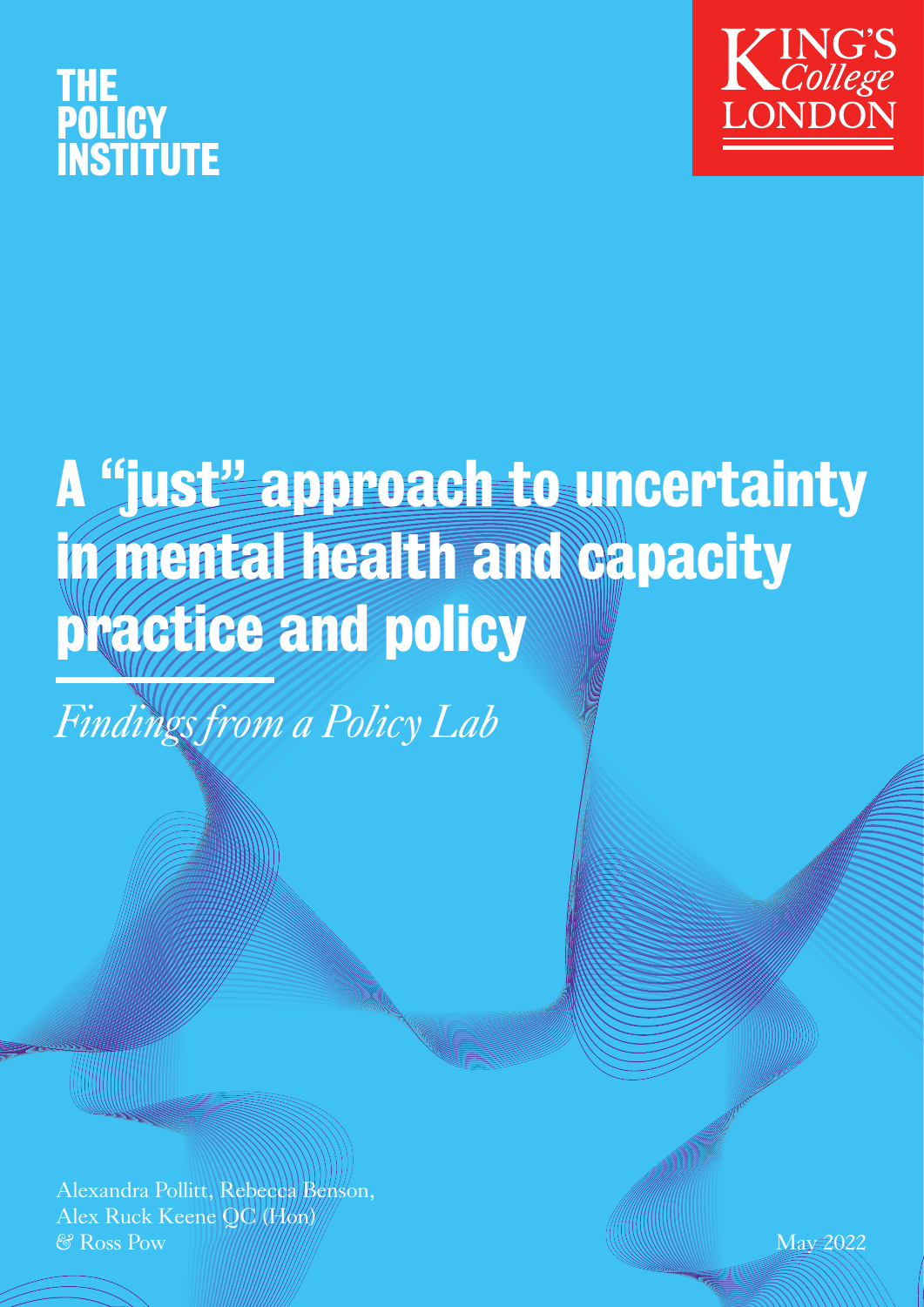THE POLICY INSTITUTE

KING'S *College* LONDON

# A "just" approach to uncertainty in mental health and capacity practice and policy

*Findings from a Policy Lab*

Alexandra Pollitt, Rebecca Benson, Alex Ruck Keene QC (Hon) & Ross Pow

May 2022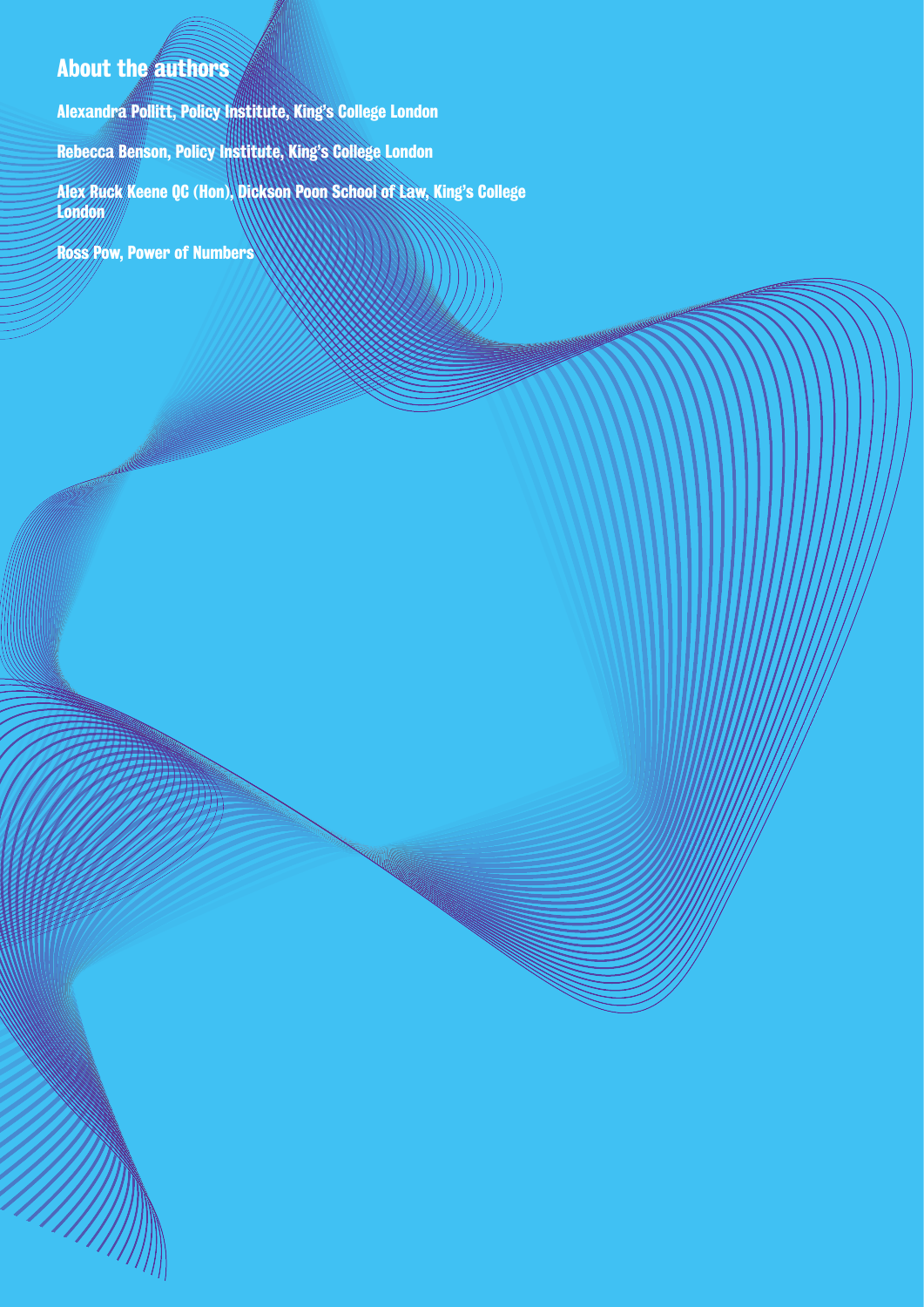## About the authors

Alexandra Pollitt, Policy Institute, King's College London

Rebecca Benson, Policy Institute, King's College London

Alex Ruck Keene QC (Hon), Dickson Poon School of Law, King's College London

Ross Pow, Power of Numbers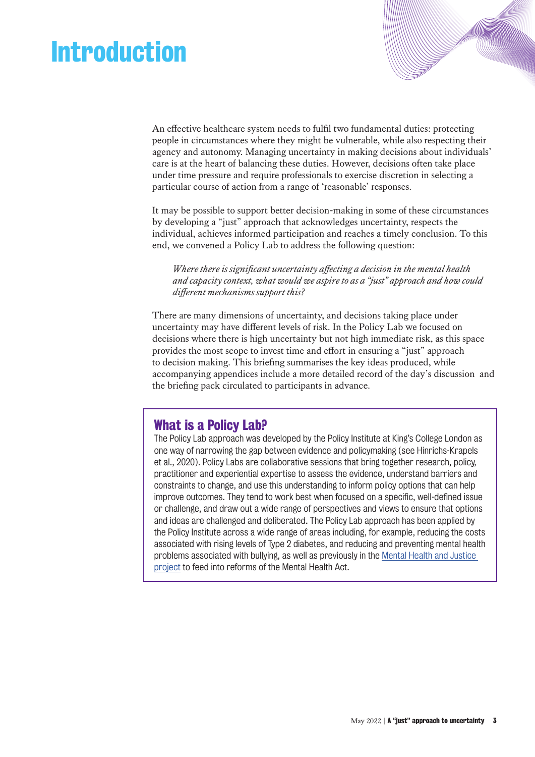# Introduction

An effective healthcare system needs to fulfil two fundamental duties: protecting people in circumstances where they might be vulnerable, while also respecting their agency and autonomy. Managing uncertainty in making decisions about individuals' care is at the heart of balancing these duties. However, decisions often take place under time pressure and require professionals to exercise discretion in selecting a particular course of action from a range of 'reasonable' responses.

It may be possible to support better decision-making in some of these circumstances by developing a "just" approach that acknowledges uncertainty, respects the individual, achieves informed participation and reaches a timely conclusion. To this end, we convened a Policy Lab to address the following question:

> *Where there is significant uncertainty affecting a decision in the mental health and capacity context, what would we aspire to as a "just" approach and how could different mechanisms support this?*

There are many dimensions of uncertainty, and decisions taking place under uncertainty may have different levels of risk. In the Policy Lab we focused on decisions where there is high uncertainty but not high immediate risk, as this space provides the most scope to invest time and effort in ensuring a "just" approach to decision making. This briefing summarises the key ideas produced, while accompanying appendices include a more detailed record of the day's discussion and the briefing pack circulated to participants in advance.

## What is a Policy Lab?

The Policy Lab approach was developed by the Policy Institute at King's College London as one way of narrowing the gap between evidence and policymaking (see Hinrichs-Krapels et al., 2020). Policy Labs are collaborative sessions that bring together research, policy, practitioner and experiential expertise to assess the evidence, understand barriers and constraints to change, and use this understanding to inform policy options that can help improve outcomes. They tend to work best when focused on a specific, well-defined issue or challenge, and draw out a wide range of perspectives and views to ensure that options and ideas are challenged and deliberated. The Policy Lab approach has been applied by the Policy Institute across a wide range of areas including, for example, reducing the costs associated with rising levels of Type 2 diabetes, and reducing and preventing mental health problems associated with bullying, as well as previously in the Mental Health and Justice project to feed into reforms of the Mental Health Act.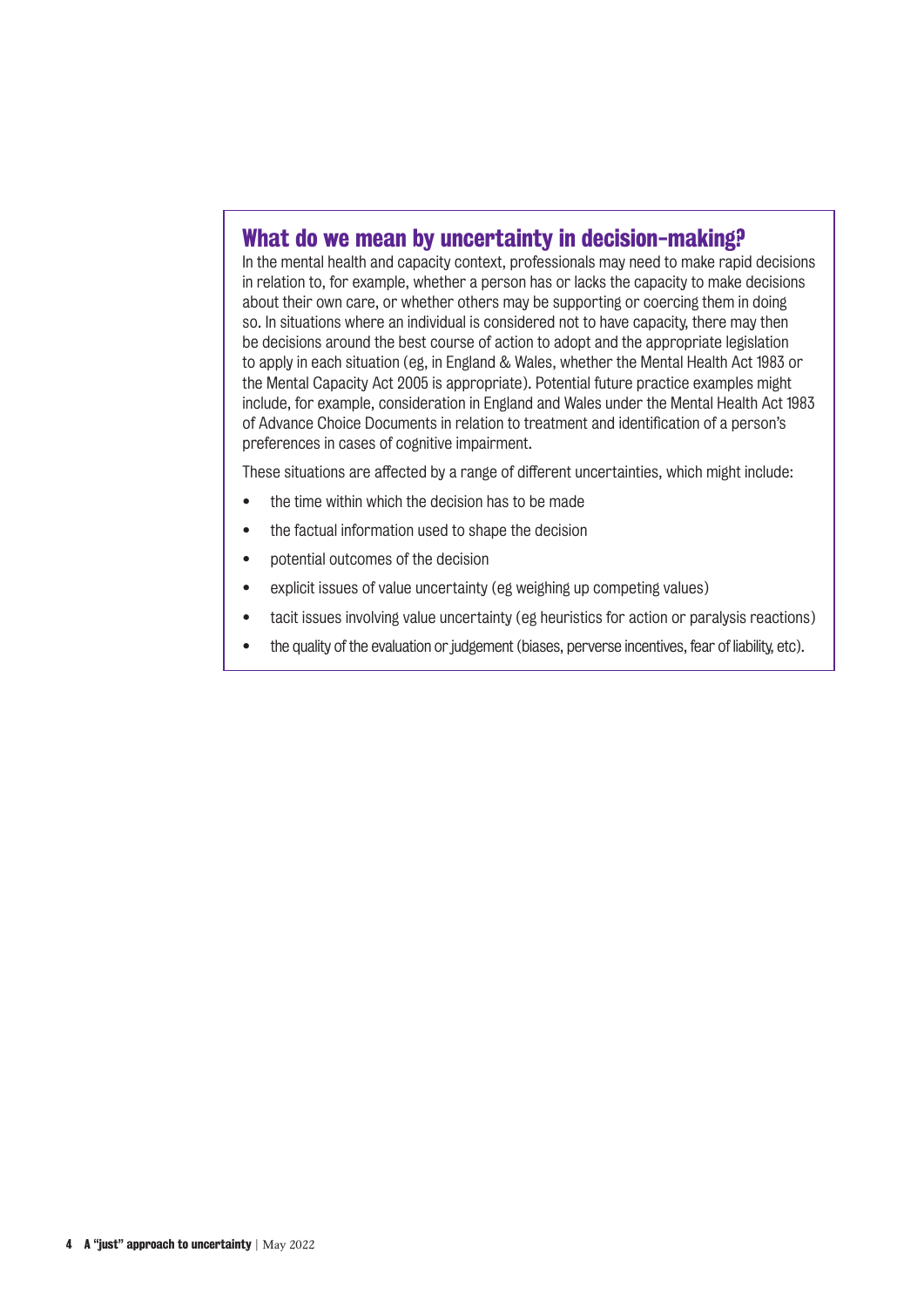## What do we mean by uncertainty in decision-making?

In the mental health and capacity context, professionals may need to make rapid decisions in relation to, for example, whether a person has or lacks the capacity to make decisions about their own care, or whether others may be supporting or coercing them in doing so. In situations where an individual is considered not to have capacity, there may then be decisions around the best course of action to adopt and the appropriate legislation to apply in each situation (eg, in England & Wales, whether the Mental Health Act 1983 or the Mental Capacity Act 2005 is appropriate). Potential future practice examples might include, for example, consideration in England and Wales under the Mental Health Act 1983 of Advance Choice Documents in relation to treatment and identification of a person's preferences in cases of cognitive impairment.

These situations are affected by a range of different uncertainties, which might include:

- the time within which the decision has to be made
- the factual information used to shape the decision
- potential outcomes of the decision
- explicit issues of value uncertainty (eg weighing up competing values)
- tacit issues involving value uncertainty (eg heuristics for action or paralysis reactions)
- the quality of the evaluation or judgement (biases, perverse incentives, fear of liability, etc).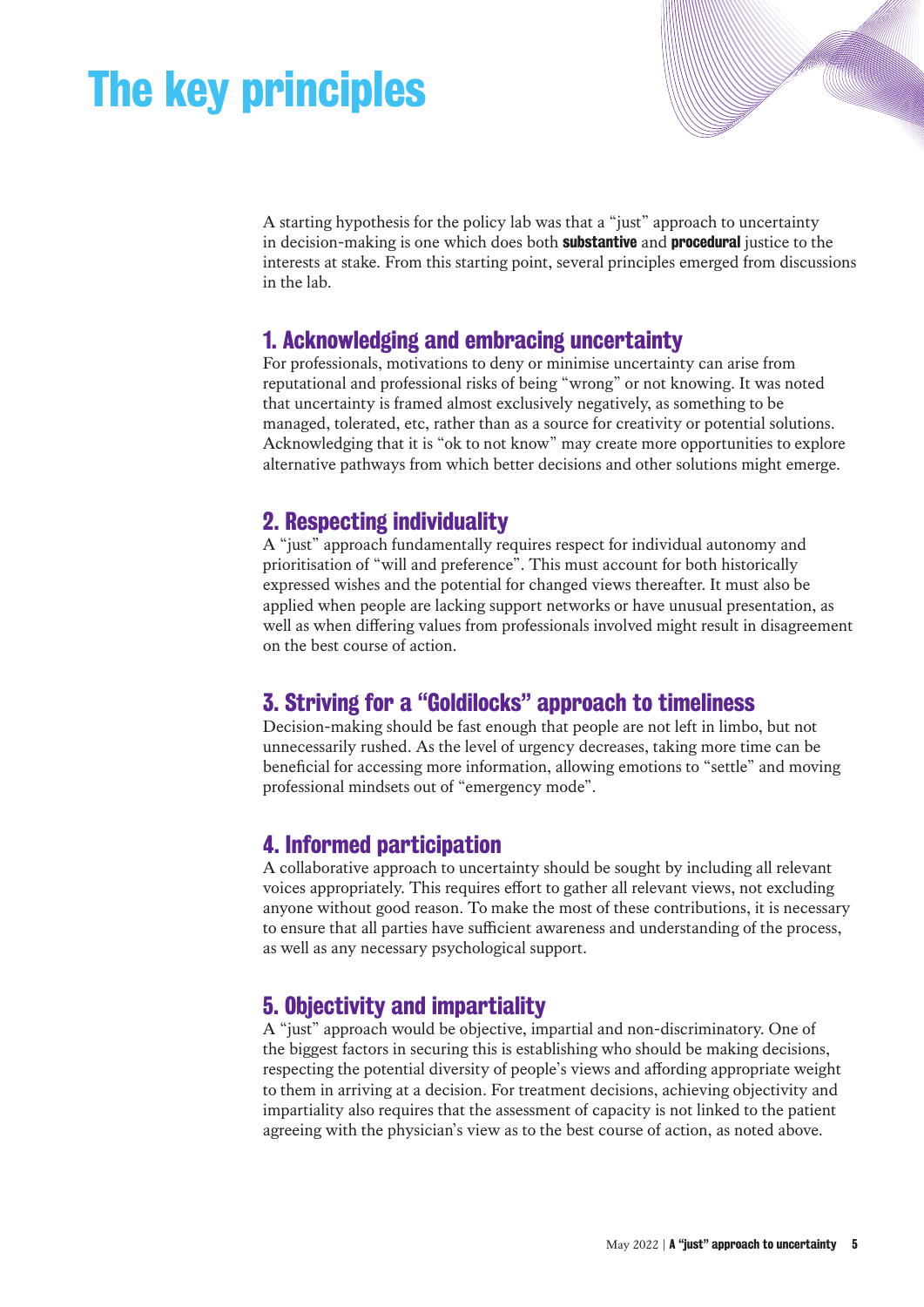# The key principles

A starting hypothesis for the policy lab was that a "just" approach to uncertainty in decision-making is one which does both **substantive** and **procedural** justice to the interests at stake. From this starting point, several principles emerged from discussions in the lab.

## 1. Acknowledging and embracing uncertainty

For professionals, motivations to deny or minimise uncertainty can arise from reputational and professional risks of being "wrong" or not knowing. It was noted that uncertainty is framed almost exclusively negatively, as something to be managed, tolerated, etc, rather than as a source for creativity or potential solutions. Acknowledging that it is "ok to not know" may create more opportunities to explore alternative pathways from which better decisions and other solutions might emerge.

## 2. Respecting individuality

A "just" approach fundamentally requires respect for individual autonomy and prioritisation of "will and preference". This must account for both historically expressed wishes and the potential for changed views thereafter. It must also be applied when people are lacking support networks or have unusual presentation, as well as when differing values from professionals involved might result in disagreement on the best course of action.

## 3. Striving for a "Goldilocks" approach to timeliness

Decision-making should be fast enough that people are not left in limbo, but not unnecessarily rushed. As the level of urgency decreases, taking more time can be beneficial for accessing more information, allowing emotions to "settle" and moving professional mindsets out of "emergency mode".

## 4. Informed participation

A collaborative approach to uncertainty should be sought by including all relevant voices appropriately. This requires effort to gather all relevant views, not excluding anyone without good reason. To make the most of these contributions, it is necessary to ensure that all parties have sufficient awareness and understanding of the process, as well as any necessary psychological support.

## 5. Objectivity and impartiality

A "just" approach would be objective, impartial and non-discriminatory. One of the biggest factors in securing this is establishing who should be making decisions, respecting the potential diversity of people's views and affording appropriate weight to them in arriving at a decision. For treatment decisions, achieving objectivity and impartiality also requires that the assessment of capacity is not linked to the patient agreeing with the physician's view as to the best course of action, as noted above.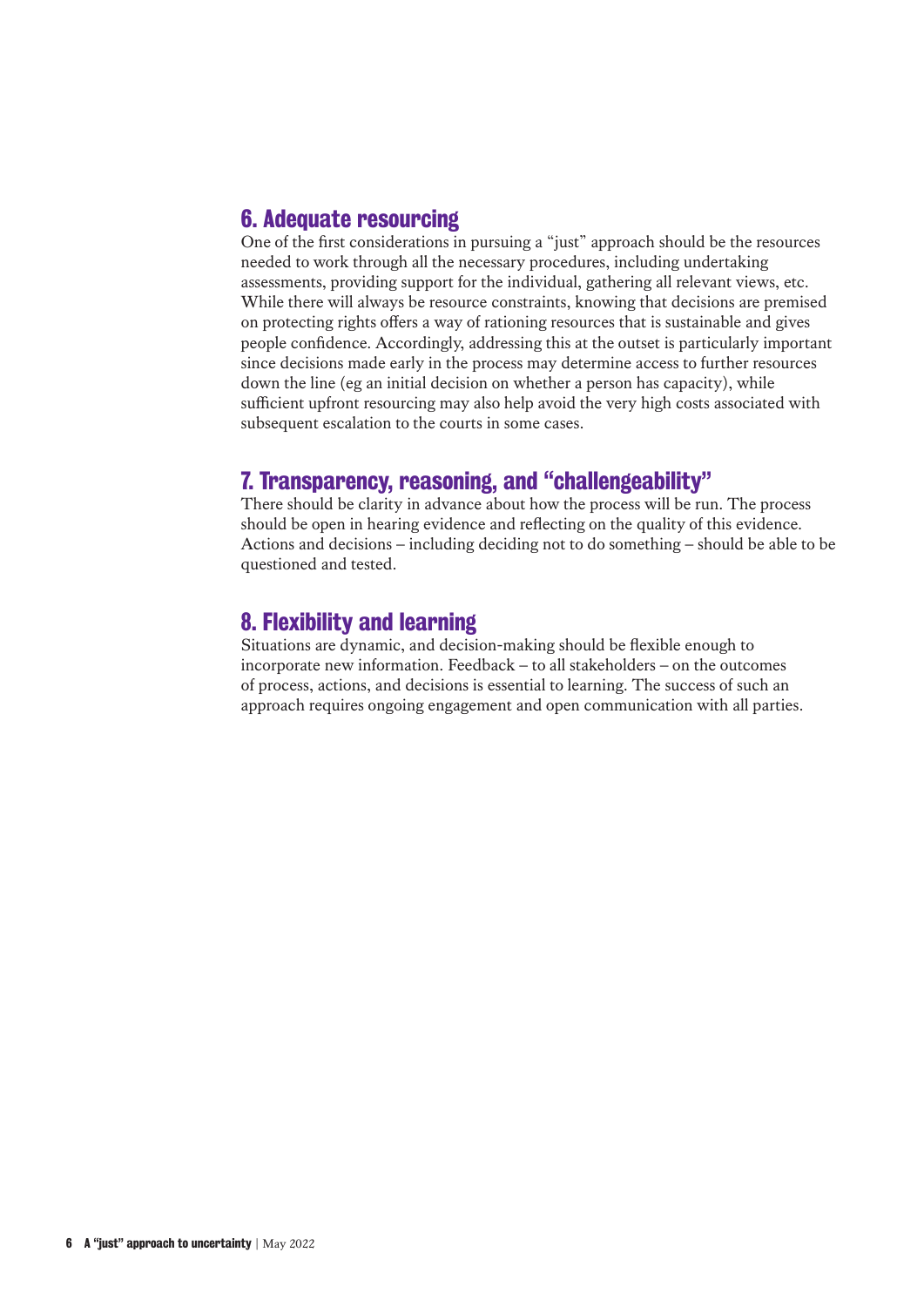## 6. Adequate resourcing

One of the first considerations in pursuing a "just" approach should be the resources needed to work through all the necessary procedures, including undertaking assessments, providing support for the individual, gathering all relevant views, etc. While there will always be resource constraints, knowing that decisions are premised on protecting rights offers a way of rationing resources that is sustainable and gives people confidence. Accordingly, addressing this at the outset is particularly important since decisions made early in the process may determine access to further resources down the line (eg an initial decision on whether a person has capacity), while sufficient upfront resourcing may also help avoid the very high costs associated with subsequent escalation to the courts in some cases.

## 7. Transparency, reasoning, and "challengeability"

There should be clarity in advance about how the process will be run. The process should be open in hearing evidence and reflecting on the quality of this evidence. Actions and decisions – including deciding not to do something – should be able to be questioned and tested.

## 8. Flexibility and learning

Situations are dynamic, and decision-making should be flexible enough to incorporate new information. Feedback – to all stakeholders – on the outcomes of process, actions, and decisions is essential to learning. The success of such an approach requires ongoing engagement and open communication with all parties.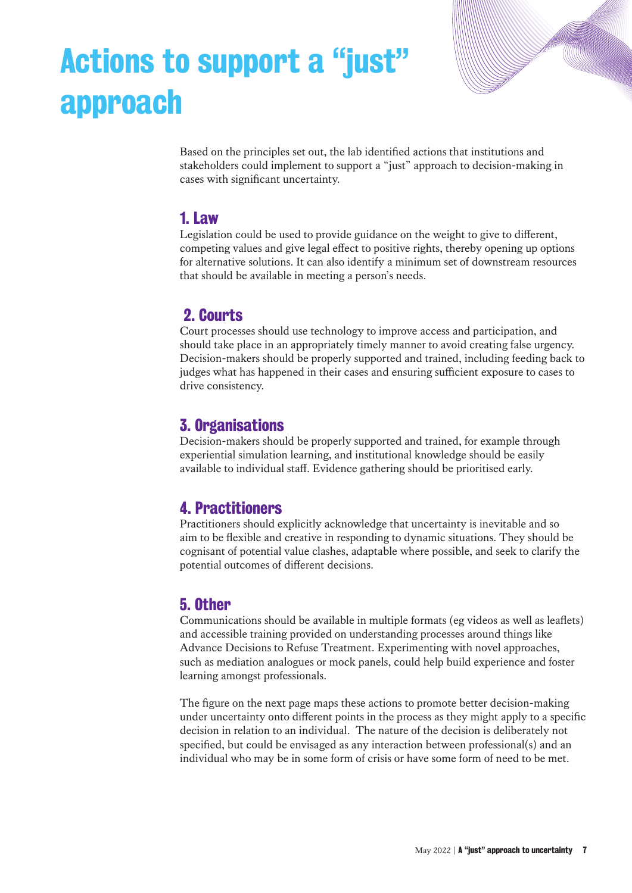# Actions to support a "just" approach

Based on the principles set out, the lab identified actions that institutions and stakeholders could implement to support a "just" approach to decision-making in cases with significant uncertainty.

## 1. Law

Legislation could be used to provide guidance on the weight to give to different, competing values and give legal effect to positive rights, thereby opening up options for alternative solutions. It can also identify a minimum set of downstream resources that should be available in meeting a person's needs.

## 2. Courts

Court processes should use technology to improve access and participation, and should take place in an appropriately timely manner to avoid creating false urgency. Decision-makers should be properly supported and trained, including feeding back to judges what has happened in their cases and ensuring sufficient exposure to cases to drive consistency.

## 3. Organisations

Decision-makers should be properly supported and trained, for example through experiential simulation learning, and institutional knowledge should be easily available to individual staff. Evidence gathering should be prioritised early.

## 4. Practitioners

Practitioners should explicitly acknowledge that uncertainty is inevitable and so aim to be flexible and creative in responding to dynamic situations. They should be cognisant of potential value clashes, adaptable where possible, and seek to clarify the potential outcomes of different decisions.

## 5. Other

Communications should be available in multiple formats (eg videos as well as leaflets) and accessible training provided on understanding processes around things like Advance Decisions to Refuse Treatment. Experimenting with novel approaches, such as mediation analogues or mock panels, could help build experience and foster learning amongst professionals.

The figure on the next page maps these actions to promote better decision-making under uncertainty onto different points in the process as they might apply to a specific decision in relation to an individual. The nature of the decision is deliberately not specified, but could be envisaged as any interaction between professional(s) and an individual who may be in some form of crisis or have some form of need to be met.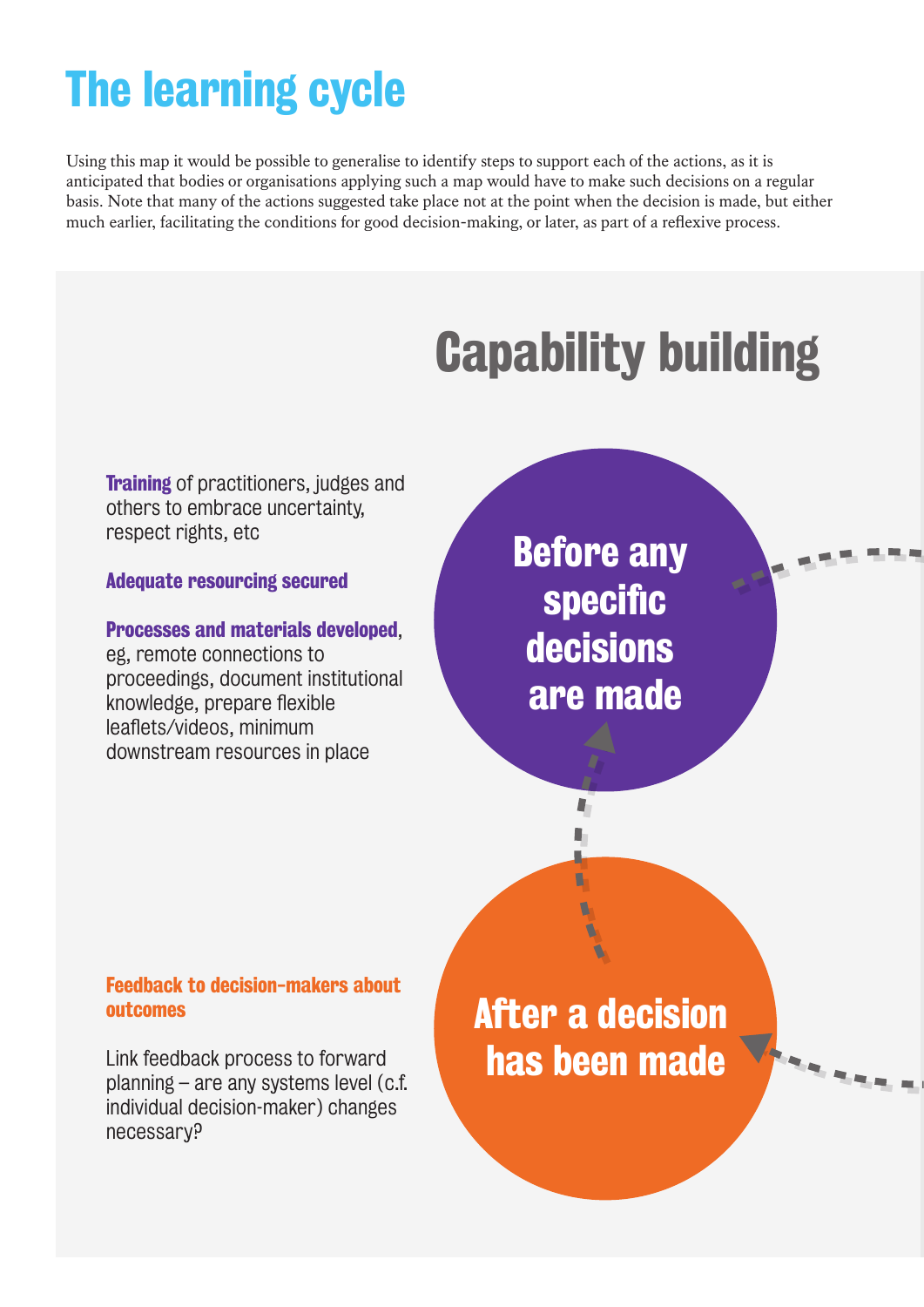# The learning cycle

Using this map it would be possible to generalise to identify steps to support each of the actions, as it is anticipated that bodies or organisations applying such a map would have to make such decisions on a regular basis. Note that many of the actions suggested take place not at the point when the decision is made, but either much earlier, facilitating the conditions for good decision-making, or later, as part of a reflexive process.

## Capability building

### Before any specific decisions are made

**Training** of practitioners, judges and others to embrace uncertainty, respect rights, etc

**Adequate resourcing secured**

**Processes and materials developed**, eg, remote connections to proceedings, document institutional knowledge, prepare flexible leaflets/videos, minimum downstream resources in place

### After a decision has been made

**Feedback to decision-makers about outcomes**

Link feedback process to forward planning – are any systems level (c.f. individual decision-maker) changes necessary?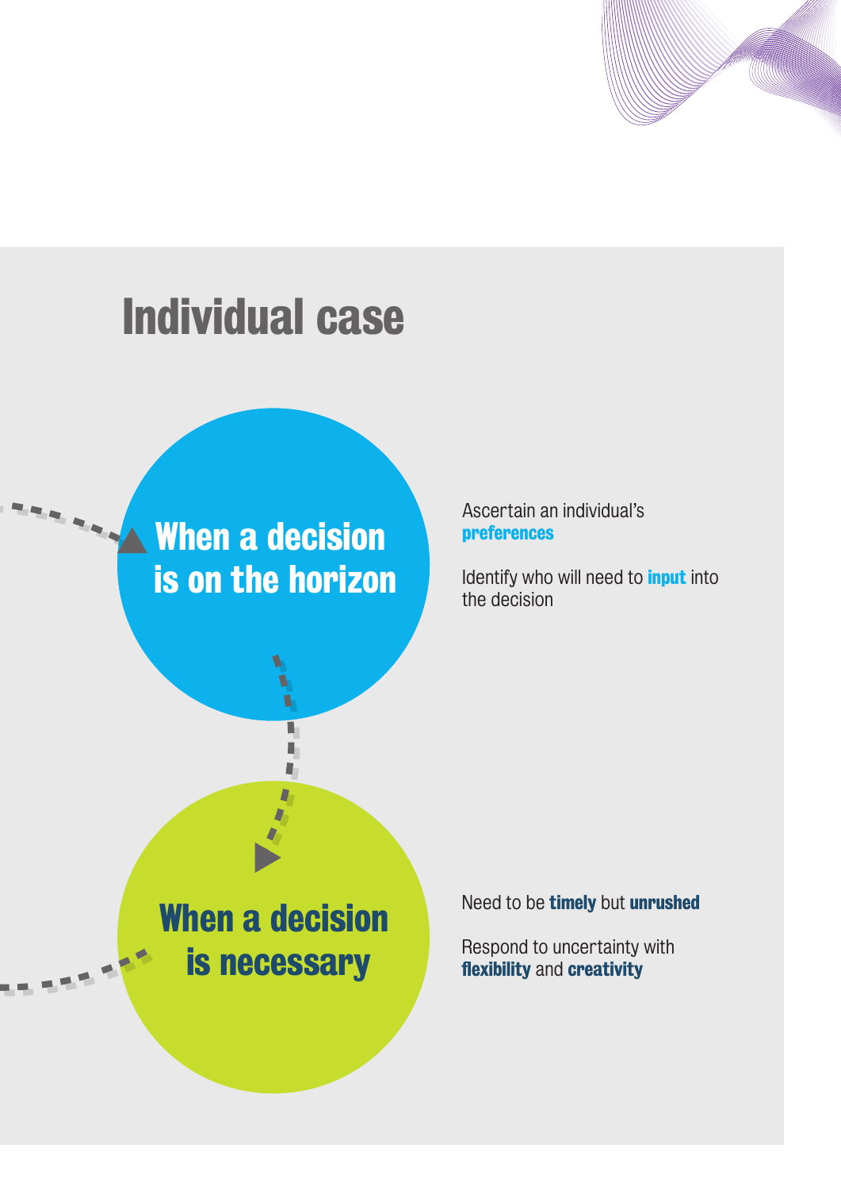# Individual case

## When a decision is on the horizon

Ascertain an individual's **preferences**

Identify who will need to **input** into the decision

## When a decision is necessary

Need to be **timely** but **unrushed**

Respond to uncertainty with **flexibility** and **creativity**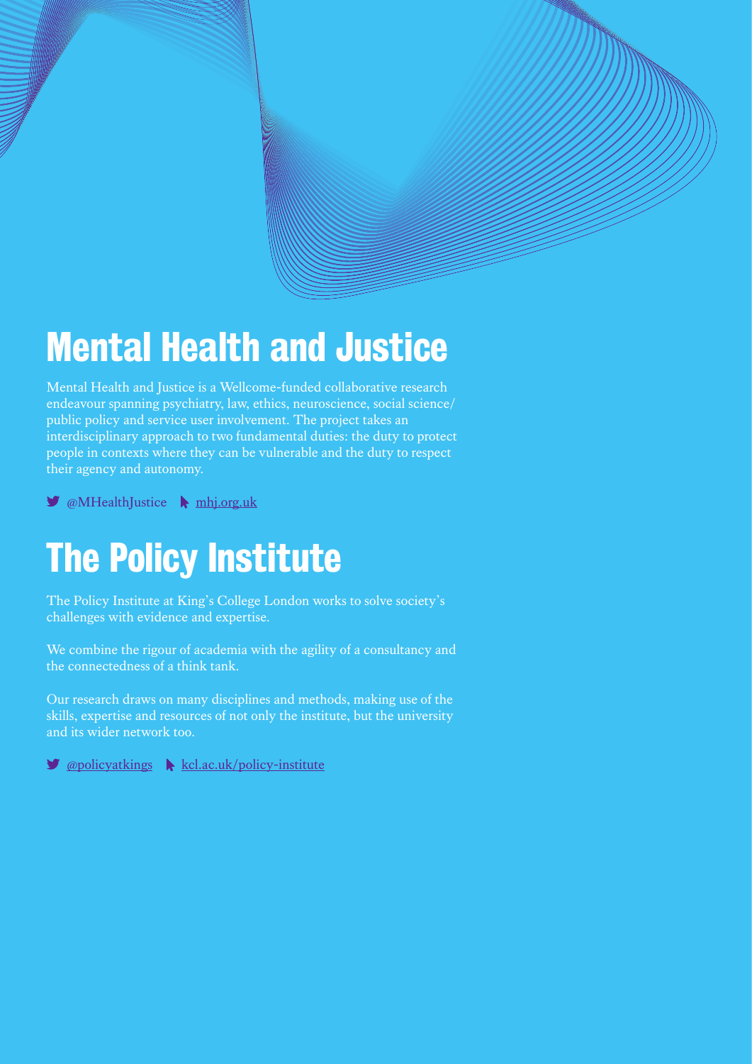# Mental Health and Justice

Mental Health and Justice is a Wellcome-funded collaborative research endeavour spanning psychiatry, law, ethics, neuroscience, social science/ public policy and service user involvement. The project takes an interdisciplinary approach to two fundamental duties: the duty to protect people in contexts where they can be vulnerable and the duty to respect their agency and autonomy.

@MHealthJustice mhj.org.uk

# The Policy Institute

The Policy Institute at King's College London works to solve society's challenges with evidence and expertise.

We combine the rigour of academia with the agility of a consultancy and the connectedness of a think tank.

Our research draws on many disciplines and methods, making use of the skills, expertise and resources of not only the institute, but the university and its wider network too.

@policyatkings kcl.ac.uk/policy-institute